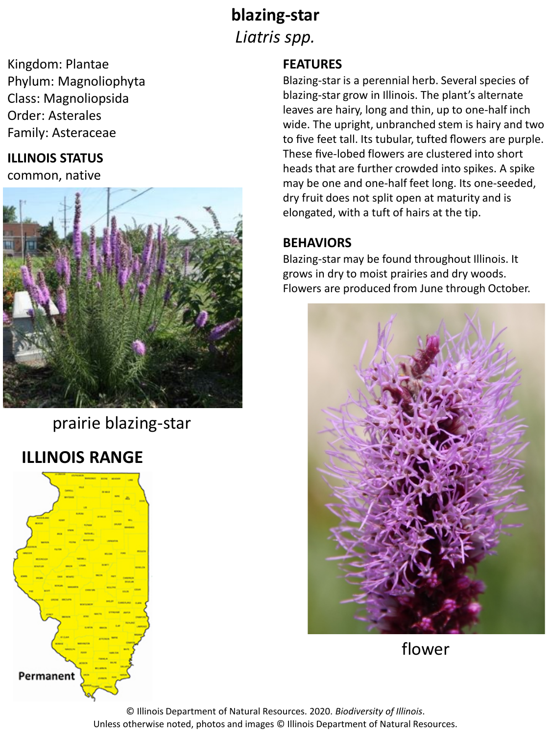# blazing-star

*Liatris spp.*

Kingdom: Plantae
Phylum: Magnoliophyta
Class: Magnoliopsida
Order: Asterales
Family: Asteraceae

## ILLINOIS STATUS

common, native

prairie blazing-star

## ILLINOIS RANGE

Permanent

## FEATURES

Blazing-star is a perennial herb. Several species of blazing-star grow in Illinois. The plant's alternate leaves are hairy, long and thin, up to one-half inch wide. The upright, unbranched stem is hairy and two to five feet tall. Its tubular, tufted flowers are purple. These five-lobed flowers are clustered into short heads that are further crowded into spikes. A spike may be one and one-half feet long. Its one-seeded, dry fruit does not split open at maturity and is elongated, with a tuft of hairs at the tip.

## BEHAVIORS

Blazing-star may be found throughout Illinois. It grows in dry to moist prairies and dry woods. Flowers are produced from June through October.

flower

© Illinois Department of Natural Resources. 2020. *Biodiversity of Illinois*.
Unless otherwise noted, photos and images © Illinois Department of Natural Resources.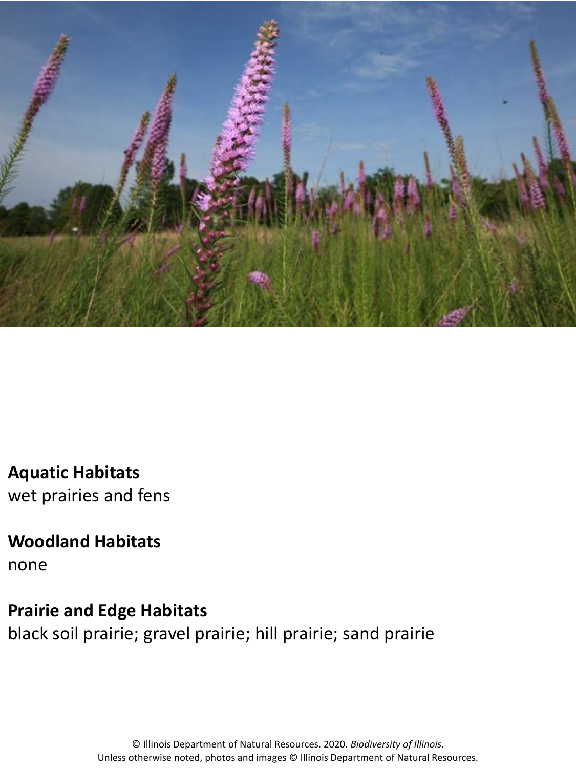**Aquatic Habitats**
wet prairies and fens

**Woodland Habitats**
none

**Prairie and Edge Habitats**
black soil prairie; gravel prairie; hill prairie; sand prairie

© Illinois Department of Natural Resources. 2020. *Biodiversity of Illinois*.
Unless otherwise noted, photos and images © Illinois Department of Natural Resources.